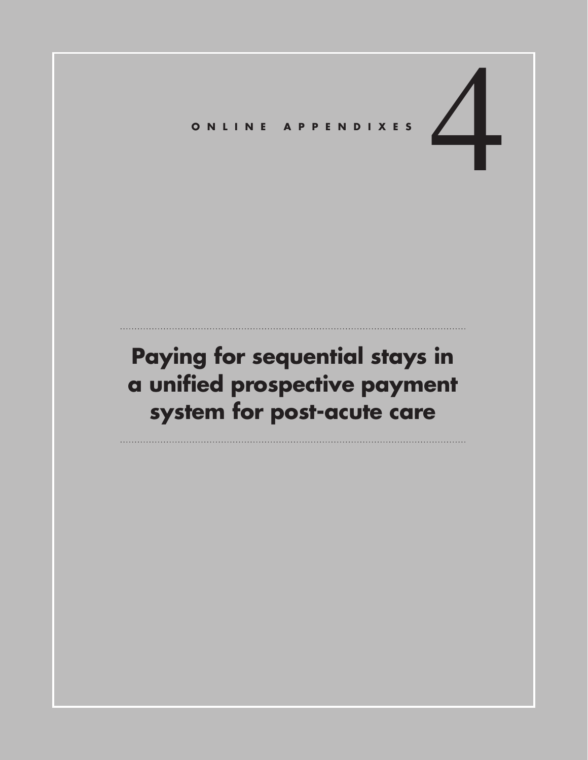ONLINE APPENDIXES

# 4

# Paying for sequential stays in a unified prospective payment system for post-acute care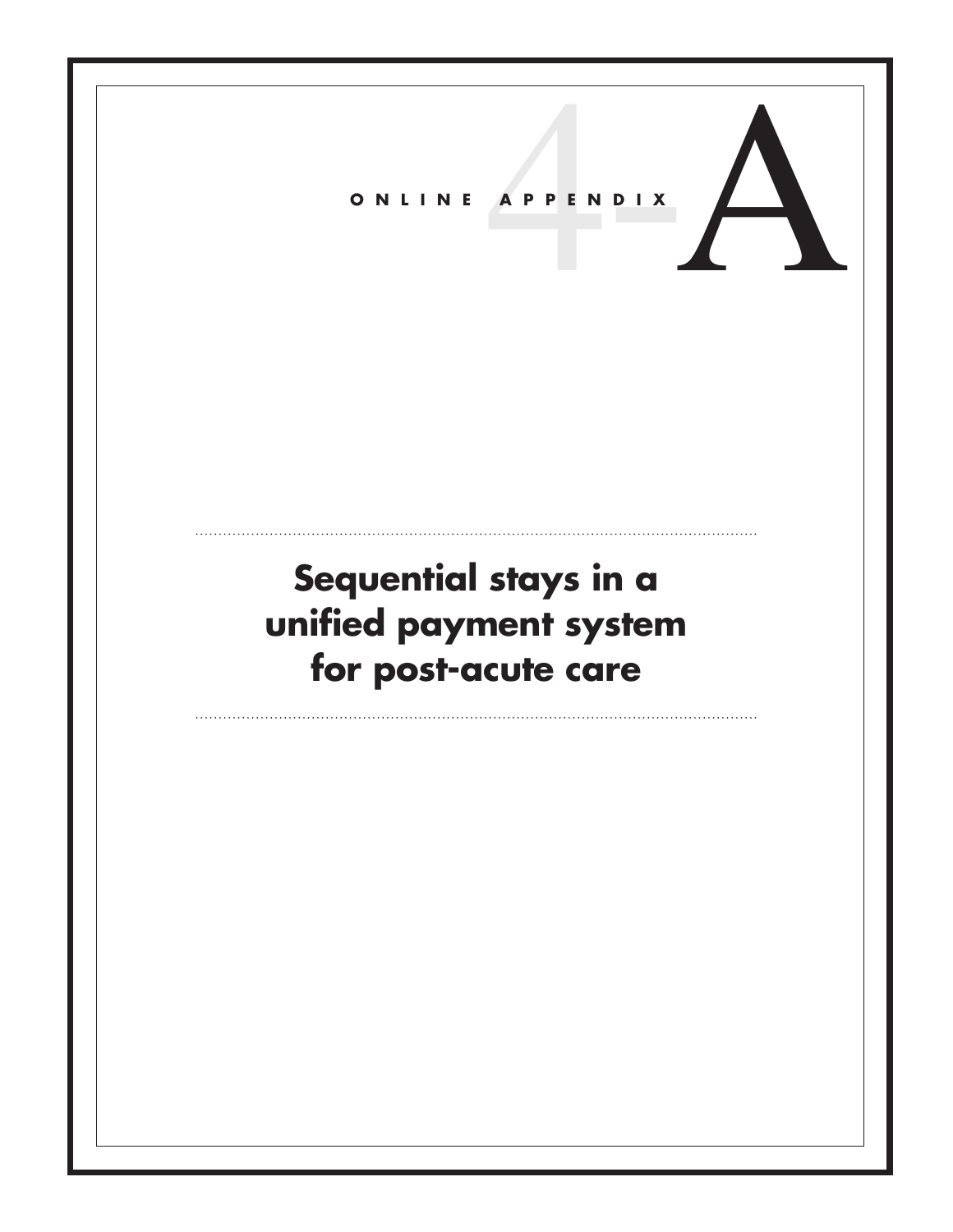ONLINE APPENDIX 4-A

# Sequential stays in a unified payment system for post-acute care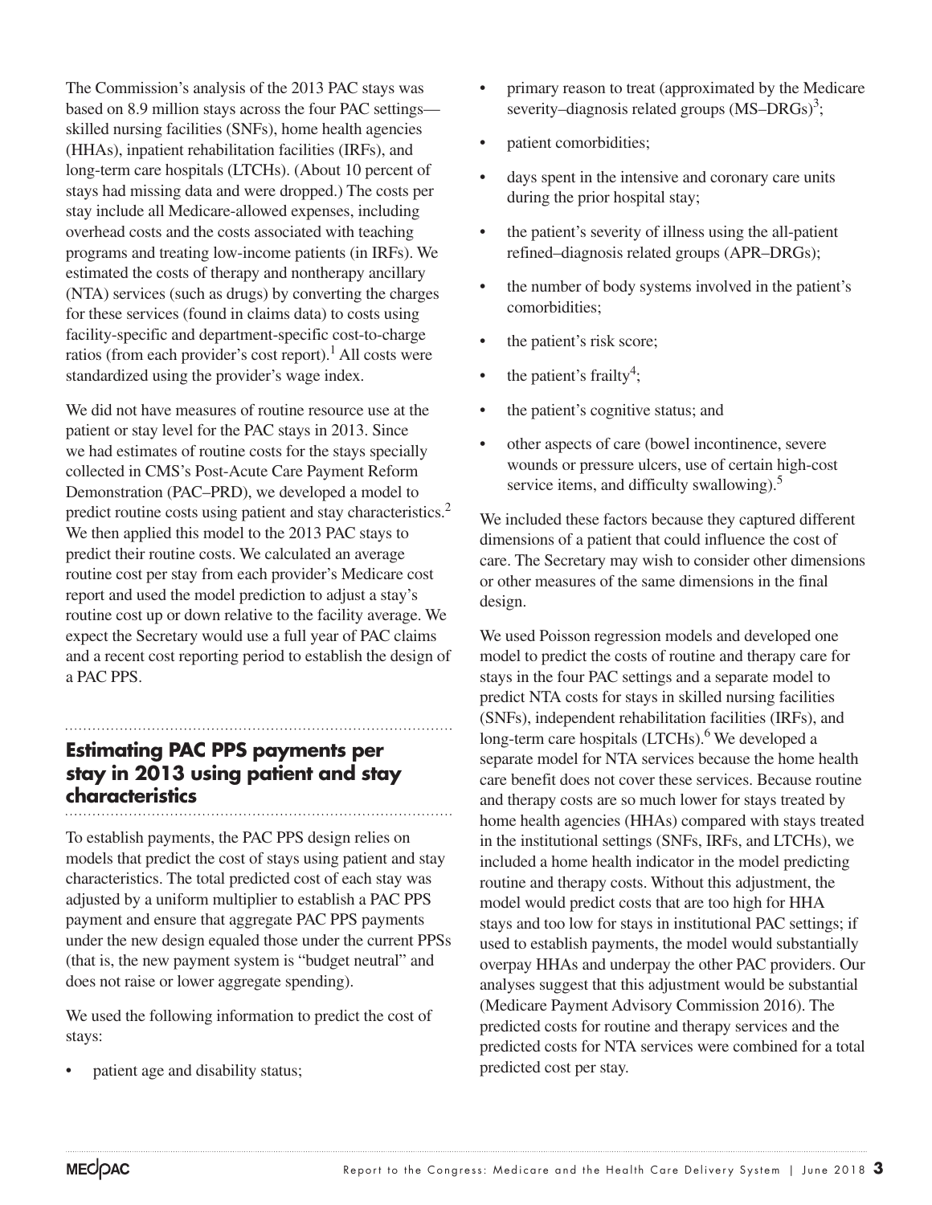The Commission's analysis of the 2013 PAC stays was based on 8.9 million stays across the four PAC settings—skilled nursing facilities (SNFs), home health agencies (HHAs), inpatient rehabilitation facilities (IRFs), and long-term care hospitals (LTCHs). (About 10 percent of stays had missing data and were dropped.) The costs per stay include all Medicare-allowed expenses, including overhead costs and the costs associated with teaching programs and treating low-income patients (in IRFs). We estimated the costs of therapy and nontherapy ancillary (NTA) services (such as drugs) by converting the charges for these services (found in claims data) to costs using facility-specific and department-specific cost-to-charge ratios (from each provider's cost report).[1] All costs were standardized using the provider's wage index.

We did not have measures of routine resource use at the patient or stay level for the PAC stays in 2013. Since we had estimates of routine costs for the stays specially collected in CMS's Post-Acute Care Payment Reform Demonstration (PAC–PRD), we developed a model to predict routine costs using patient and stay characteristics.[2] We then applied this model to the 2013 PAC stays to predict their routine costs. We calculated an average routine cost per stay from each provider's Medicare cost report and used the model prediction to adjust a stay's routine cost up or down relative to the facility average. We expect the Secretary would use a full year of PAC claims and a recent cost reporting period to establish the design of a PAC PPS.

## Estimating PAC PPS payments per stay in 2013 using patient and stay characteristics

To establish payments, the PAC PPS design relies on models that predict the cost of stays using patient and stay characteristics. The total predicted cost of each stay was adjusted by a uniform multiplier to establish a PAC PPS payment and ensure that aggregate PAC PPS payments under the new design equaled those under the current PPSs (that is, the new payment system is "budget neutral" and does not raise or lower aggregate spending).

We used the following information to predict the cost of stays:

- patient age and disability status;
- primary reason to treat (approximated by the Medicare severity–diagnosis related groups (MS–DRGs)[3];
- patient comorbidities;
- days spent in the intensive and coronary care units during the prior hospital stay;
- the patient's severity of illness using the all-patient refined–diagnosis related groups (APR–DRGs);
- the number of body systems involved in the patient's comorbidities;
- the patient's risk score;
- the patient's frailty[4];
- the patient's cognitive status; and
- other aspects of care (bowel incontinence, severe wounds or pressure ulcers, use of certain high-cost service items, and difficulty swallowing).[5]

We included these factors because they captured different dimensions of a patient that could influence the cost of care. The Secretary may wish to consider other dimensions or other measures of the same dimensions in the final design.

We used Poisson regression models and developed one model to predict the costs of routine and therapy care for stays in the four PAC settings and a separate model to predict NTA costs for stays in skilled nursing facilities (SNFs), independent rehabilitation facilities (IRFs), and long-term care hospitals (LTCHs).[6] We developed a separate model for NTA services because the home health care benefit does not cover these services. Because routine and therapy costs are so much lower for stays treated by home health agencies (HHAs) compared with stays treated in the institutional settings (SNFs, IRFs, and LTCHs), we included a home health indicator in the model predicting routine and therapy costs. Without this adjustment, the model would predict costs that are too high for HHA stays and too low for stays in institutional PAC settings; if used to establish payments, the model would substantially overpay HHAs and underpay the other PAC providers. Our analyses suggest that this adjustment would be substantial (Medicare Payment Advisory Commission 2016). The predicted costs for routine and therapy services and the predicted costs for NTA services were combined for a total predicted cost per stay.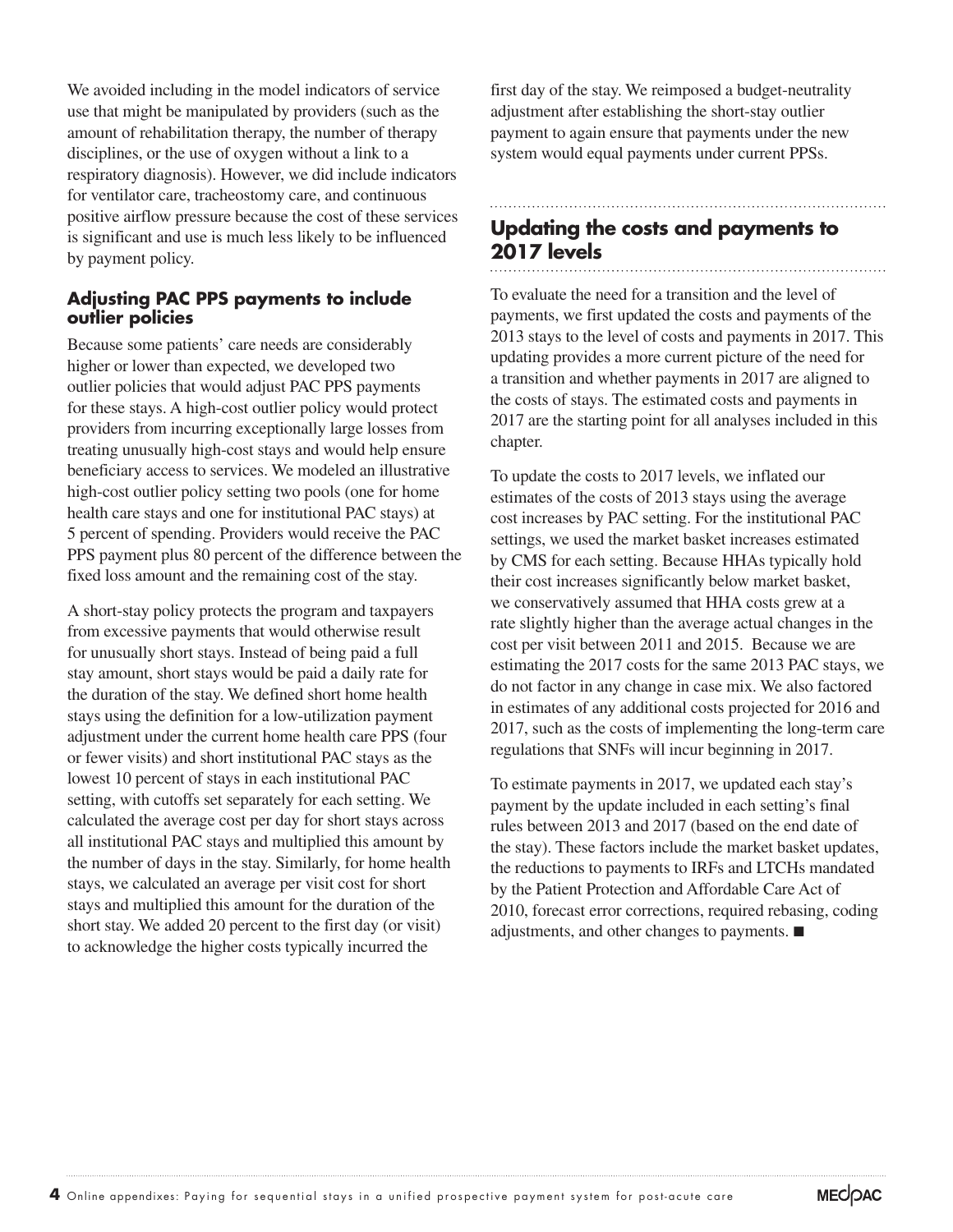We avoided including in the model indicators of service use that might be manipulated by providers (such as the amount of rehabilitation therapy, the number of therapy disciplines, or the use of oxygen without a link to a respiratory diagnosis). However, we did include indicators for ventilator care, tracheostomy care, and continuous positive airflow pressure because the cost of these services is significant and use is much less likely to be influenced by payment policy.

### Adjusting PAC PPS payments to include outlier policies

Because some patients' care needs are considerably higher or lower than expected, we developed two outlier policies that would adjust PAC PPS payments for these stays. A high-cost outlier policy would protect providers from incurring exceptionally large losses from treating unusually high-cost stays and would help ensure beneficiary access to services. We modeled an illustrative high-cost outlier policy setting two pools (one for home health care stays and one for institutional PAC stays) at 5 percent of spending. Providers would receive the PAC PPS payment plus 80 percent of the difference between the fixed loss amount and the remaining cost of the stay.

A short-stay policy protects the program and taxpayers from excessive payments that would otherwise result for unusually short stays. Instead of being paid a full stay amount, short stays would be paid a daily rate for the duration of the stay. We defined short home health stays using the definition for a low-utilization payment adjustment under the current home health care PPS (four or fewer visits) and short institutional PAC stays as the lowest 10 percent of stays in each institutional PAC setting, with cutoffs set separately for each setting. We calculated the average cost per day for short stays across all institutional PAC stays and multiplied this amount by the number of days in the stay. Similarly, for home health stays, we calculated an average per visit cost for short stays and multiplied this amount for the duration of the short stay. We added 20 percent to the first day (or visit) to acknowledge the higher costs typically incurred the first day of the stay. We reimposed a budget-neutrality adjustment after establishing the short-stay outlier payment to again ensure that payments under the new system would equal payments under current PPSs.

## Updating the costs and payments to 2017 levels

To evaluate the need for a transition and the level of payments, we first updated the costs and payments of the 2013 stays to the level of costs and payments in 2017. This updating provides a more current picture of the need for a transition and whether payments in 2017 are aligned to the costs of stays. The estimated costs and payments in 2017 are the starting point for all analyses included in this chapter.

To update the costs to 2017 levels, we inflated our estimates of the costs of 2013 stays using the average cost increases by PAC setting. For the institutional PAC settings, we used the market basket increases estimated by CMS for each setting. Because HHAs typically hold their cost increases significantly below market basket, we conservatively assumed that HHA costs grew at a rate slightly higher than the average actual changes in the cost per visit between 2011 and 2015. Because we are estimating the 2017 costs for the same 2013 PAC stays, we do not factor in any change in case mix. We also factored in estimates of any additional costs projected for 2016 and 2017, such as the costs of implementing the long-term care regulations that SNFs will incur beginning in 2017.

To estimate payments in 2017, we updated each stay's payment by the update included in each setting's final rules between 2013 and 2017 (based on the end date of the stay). These factors include the market basket updates, the reductions to payments to IRFs and LTCHs mandated by the Patient Protection and Affordable Care Act of 2010, forecast error corrections, required rebasing, coding adjustments, and other changes to payments. ■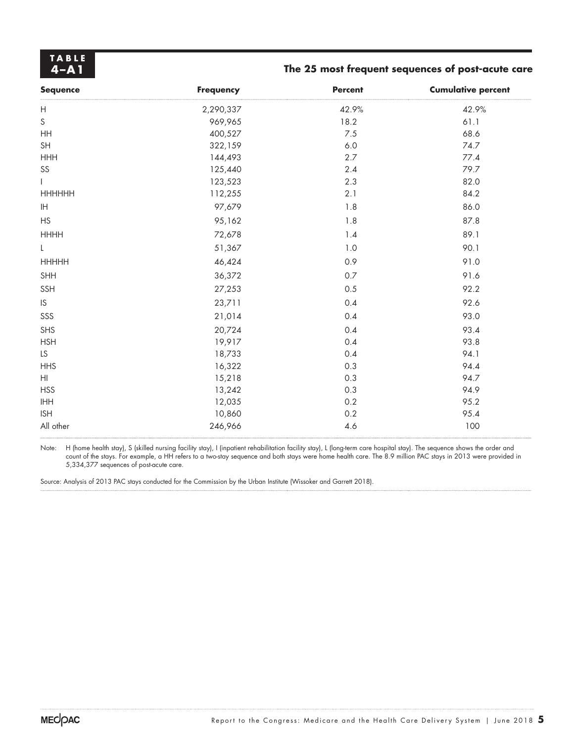**TABLE 4–A1**

**The 25 most frequent sequences of post-acute care**

| Sequence | Frequency | Percent | Cumulative percent |
|---|---|---|---|
| H | 2,290,337 | 42.9% | 42.9% |
| S | 969,965 | 18.2 | 61.1 |
| HH | 400,527 | 7.5 | 68.6 |
| SH | 322,159 | 6.0 | 74.7 |
| HHH | 144,493 | 2.7 | 77.4 |
| SS | 125,440 | 2.4 | 79.7 |
| I | 123,523 | 2.3 | 82.0 |
| HHHHHH | 112,255 | 2.1 | 84.2 |
| IH | 97,679 | 1.8 | 86.0 |
| HS | 95,162 | 1.8 | 87.8 |
| HHHH | 72,678 | 1.4 | 89.1 |
| L | 51,367 | 1.0 | 90.1 |
| HHHHH | 46,424 | 0.9 | 91.0 |
| SHH | 36,372 | 0.7 | 91.6 |
| SSH | 27,253 | 0.5 | 92.2 |
| IS | 23,711 | 0.4 | 92.6 |
| SSS | 21,014 | 0.4 | 93.0 |
| SHS | 20,724 | 0.4 | 93.4 |
| HSH | 19,917 | 0.4 | 93.8 |
| LS | 18,733 | 0.4 | 94.1 |
| HHS | 16,322 | 0.3 | 94.4 |
| HI | 15,218 | 0.3 | 94.7 |
| HSS | 13,242 | 0.3 | 94.9 |
| IHH | 12,035 | 0.2 | 95.2 |
| ISH | 10,860 | 0.2 | 95.4 |
| All other | 246,966 | 4.6 | 100 |

Note: H (home health stay), S (skilled nursing facility stay), I (inpatient rehabilitation facility stay), L (long-term care hospital stay). The sequence shows the order and count of the stays. For example, a HH refers to a two-stay sequence and both stays were home health care. The 8.9 million PAC stays in 2013 were provided in 5,334,377 sequences of post-acute care.

Source: Analysis of 2013 PAC stays conducted for the Commission by the Urban Institute (Wissoker and Garrett 2018).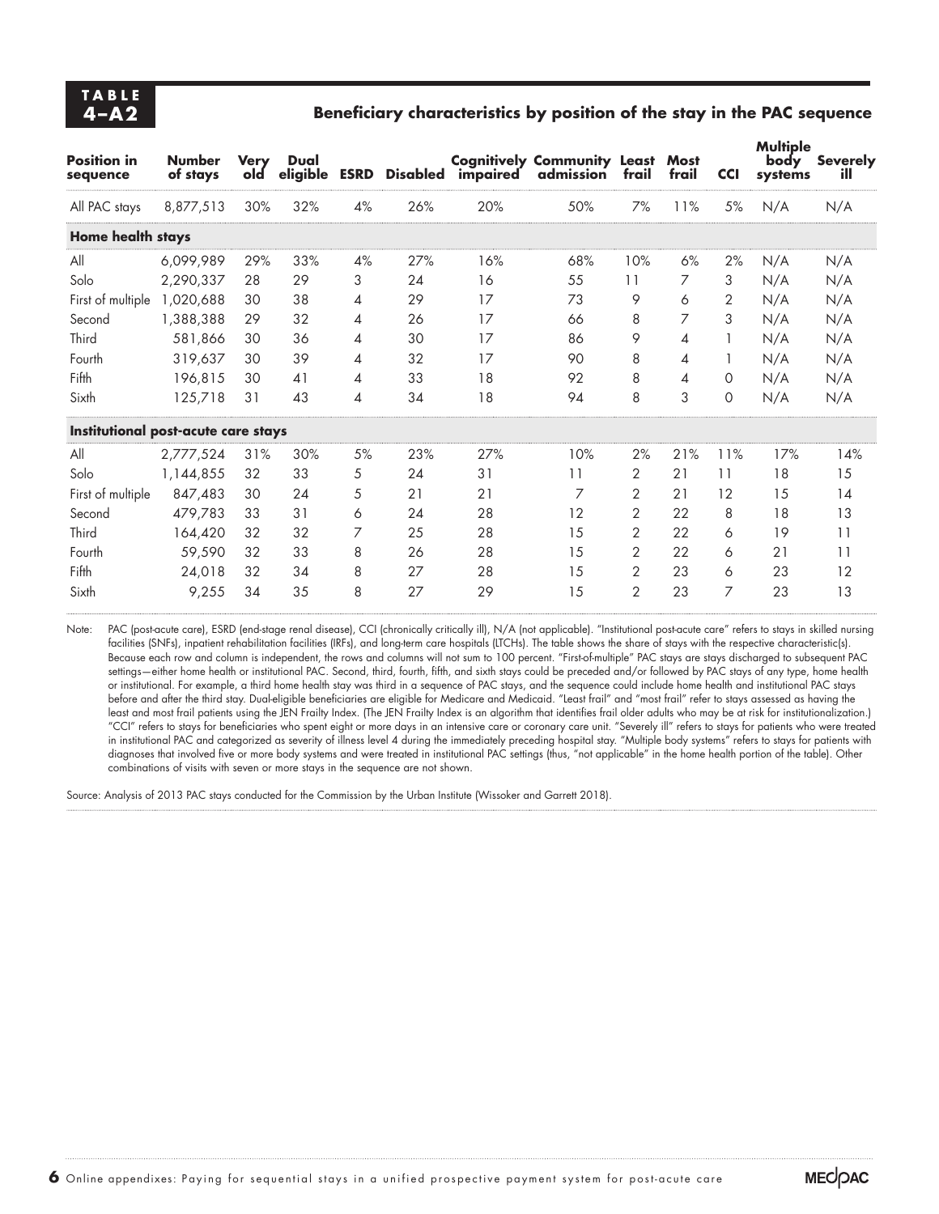**TABLE 4–A2**

**Beneficiary characteristics by position of the stay in the PAC sequence**

| Position in sequence | Number of stays | Very old | Dual eligible | ESRD | Disabled | Cognitively impaired | Community admission | Least frail | Most frail | CCI | Multiple body systems | Severely ill |
|---|---|---|---|---|---|---|---|---|---|---|---|---|
| All PAC stays | 8,877,513 | 30% | 32% | 4% | 26% | 20% | 50% | 7% | 11% | 5% | N/A | N/A |
| **Home health stays** | | | | | | | | | | | | |
| All | 6,099,989 | 29% | 33% | 4% | 27% | 16% | 68% | 10% | 6% | 2% | N/A | N/A |
| Solo | 2,290,337 | 28 | 29 | 3 | 24 | 16 | 55 | 11 | 7 | 3 | N/A | N/A |
| First of multiple | 1,020,688 | 30 | 38 | 4 | 29 | 17 | 73 | 9 | 6 | 2 | N/A | N/A |
| Second | 1,388,388 | 29 | 32 | 4 | 26 | 17 | 66 | 8 | 7 | 3 | N/A | N/A |
| Third | 581,866 | 30 | 36 | 4 | 30 | 17 | 86 | 9 | 4 | 1 | N/A | N/A |
| Fourth | 319,637 | 30 | 39 | 4 | 32 | 17 | 90 | 8 | 4 | 1 | N/A | N/A |
| Fifth | 196,815 | 30 | 41 | 4 | 33 | 18 | 92 | 8 | 4 | 0 | N/A | N/A |
| Sixth | 125,718 | 31 | 43 | 4 | 34 | 18 | 94 | 8 | 3 | 0 | N/A | N/A |
| **Institutional post-acute care stays** | | | | | | | | | | | | |
| All | 2,777,524 | 31% | 30% | 5% | 23% | 27% | 10% | 2% | 21% | 11% | 17% | 14% |
| Solo | 1,144,855 | 32 | 33 | 5 | 24 | 31 | 11 | 2 | 21 | 11 | 18 | 15 |
| First of multiple | 847,483 | 30 | 24 | 5 | 21 | 21 | 7 | 2 | 21 | 12 | 15 | 14 |
| Second | 479,783 | 33 | 31 | 6 | 24 | 28 | 12 | 2 | 22 | 8 | 18 | 13 |
| Third | 164,420 | 32 | 32 | 7 | 25 | 28 | 15 | 2 | 22 | 6 | 19 | 11 |
| Fourth | 59,590 | 32 | 33 | 8 | 26 | 28 | 15 | 2 | 22 | 6 | 21 | 11 |
| Fifth | 24,018 | 32 | 34 | 8 | 27 | 28 | 15 | 2 | 23 | 6 | 23 | 12 |
| Sixth | 9,255 | 34 | 35 | 8 | 27 | 29 | 15 | 2 | 23 | 7 | 23 | 13 |

Note: PAC (post-acute care), ESRD (end-stage renal disease), CCI (chronically critically ill), N/A (not applicable). "Institutional post-acute care" refers to stays in skilled nursing facilities (SNFs), inpatient rehabilitation facilities (IRFs), and long-term care hospitals (LTCHs). The table shows the share of stays with the respective characteristic(s). Because each row and column is independent, the rows and columns will not sum to 100 percent. "First-of-multiple" PAC stays are stays discharged to subsequent PAC settings—either home health or institutional PAC. Second, third, fourth, fifth, and sixth stays could be preceded and/or followed by PAC stays of any type, home health or institutional. For example, a third home health stay was third in a sequence of PAC stays, and the sequence could include home health and institutional PAC stays before and after the third stay. Dual-eligible beneficiaries are eligible for Medicare and Medicaid. "Least frail" and "most frail" refer to stays assessed as having the least and most frail patients using the JEN Frailty Index. (The JEN Frailty Index is an algorithm that identifies frail older adults who may be at risk for institutionalization.) "CCI" refers to stays for beneficiaries who spent eight or more days in an intensive care or coronary care unit. "Severely ill" refers to stays for patients who were treated in institutional PAC and categorized as severity of illness level 4 during the immediately preceding hospital stay. "Multiple body systems" refers to stays for patients with diagnoses that involved five or more body systems and were treated in institutional PAC settings (thus, "not applicable" in the home health portion of the table). Other combinations of visits with seven or more stays in the sequence are not shown.

Source: Analysis of 2013 PAC stays conducted for the Commission by the Urban Institute (Wissoker and Garrett 2018).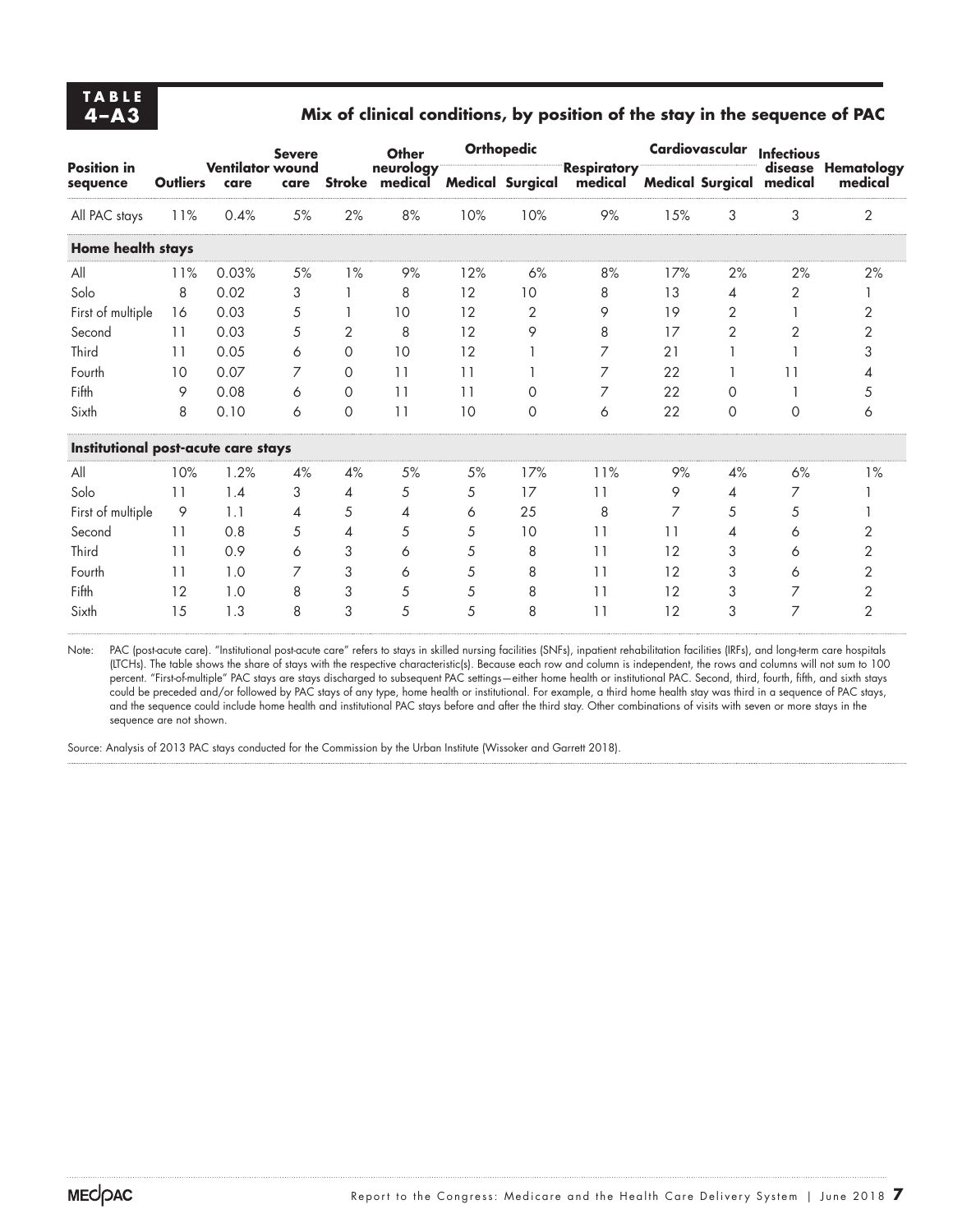**TABLE 4–A3**

**Mix of clinical conditions, by position of the stay in the sequence of PAC**

| Position in sequence | Outliers | Ventilator care | Severe wound care | Stroke | Other neurology medical | Orthopedic Medical | Orthopedic Surgical | Respiratory medical | Cardiovascular Medical | Cardiovascular Surgical | Infectious disease medical | Hematology medical |
|---|---|---|---|---|---|---|---|---|---|---|---|---|
| All PAC stays | 11% | 0.4% | 5% | 2% | 8% | 10% | 10% | 9% | 15% | 3 | 3 | 2 |
| **Home health stays** | | | | | | | | | | | | |
| All | 11% | 0.03% | 5% | 1% | 9% | 12% | 6% | 8% | 17% | 2% | 2% | 2% |
| Solo | 8 | 0.02 | 3 | 1 | 8 | 12 | 10 | 8 | 13 | 4 | 2 | 1 |
| First of multiple | 16 | 0.03 | 5 | 1 | 10 | 12 | 2 | 9 | 19 | 2 | 1 | 2 |
| Second | 11 | 0.03 | 5 | 2 | 8 | 12 | 9 | 8 | 17 | 2 | 2 | 2 |
| Third | 11 | 0.05 | 6 | 0 | 10 | 12 | 1 | 7 | 21 | 1 | 1 | 3 |
| Fourth | 10 | 0.07 | 7 | 0 | 11 | 11 | 1 | 7 | 22 | 1 | 11 | 4 |
| Fifth | 9 | 0.08 | 6 | 0 | 11 | 11 | 0 | 7 | 22 | 0 | 1 | 5 |
| Sixth | 8 | 0.10 | 6 | 0 | 11 | 10 | 0 | 6 | 22 | 0 | 0 | 6 |
| **Institutional post-acute care stays** | | | | | | | | | | | | |
| All | 10% | 1.2% | 4% | 4% | 5% | 5% | 17% | 11% | 9% | 4% | 6% | 1% |
| Solo | 11 | 1.4 | 3 | 4 | 5 | 5 | 17 | 11 | 9 | 4 | 7 | 1 |
| First of multiple | 9 | 1.1 | 4 | 5 | 4 | 6 | 25 | 8 | 7 | 5 | 5 | 1 |
| Second | 11 | 0.8 | 5 | 4 | 5 | 5 | 10 | 11 | 11 | 4 | 6 | 2 |
| Third | 11 | 0.9 | 6 | 3 | 6 | 5 | 8 | 11 | 12 | 3 | 6 | 2 |
| Fourth | 11 | 1.0 | 7 | 3 | 6 | 5 | 8 | 11 | 12 | 3 | 6 | 2 |
| Fifth | 12 | 1.0 | 8 | 3 | 5 | 5 | 8 | 11 | 12 | 3 | 7 | 2 |
| Sixth | 15 | 1.3 | 8 | 3 | 5 | 5 | 8 | 11 | 12 | 3 | 7 | 2 |

Note: PAC (post-acute care). "Institutional post-acute care" refers to stays in skilled nursing facilities (SNFs), inpatient rehabilitation facilities (IRFs), and long-term care hospitals (LTCHs). The table shows the share of stays with the respective characteristic(s). Because each row and column is independent, the rows and columns will not sum to 100 percent. "First-of-multiple" PAC stays are stays discharged to subsequent PAC settings—either home health or institutional PAC. Second, third, fourth, fifth, and sixth stays could be preceded and/or followed by PAC stays of any type, home health or institutional. For example, a third home health stay was third in a sequence of PAC stays, and the sequence could include home health and institutional PAC stays before and after the third stay. Other combinations of visits with seven or more stays in the sequence are not shown.

Source: Analysis of 2013 PAC stays conducted for the Commission by the Urban Institute (Wissoker and Garrett 2018).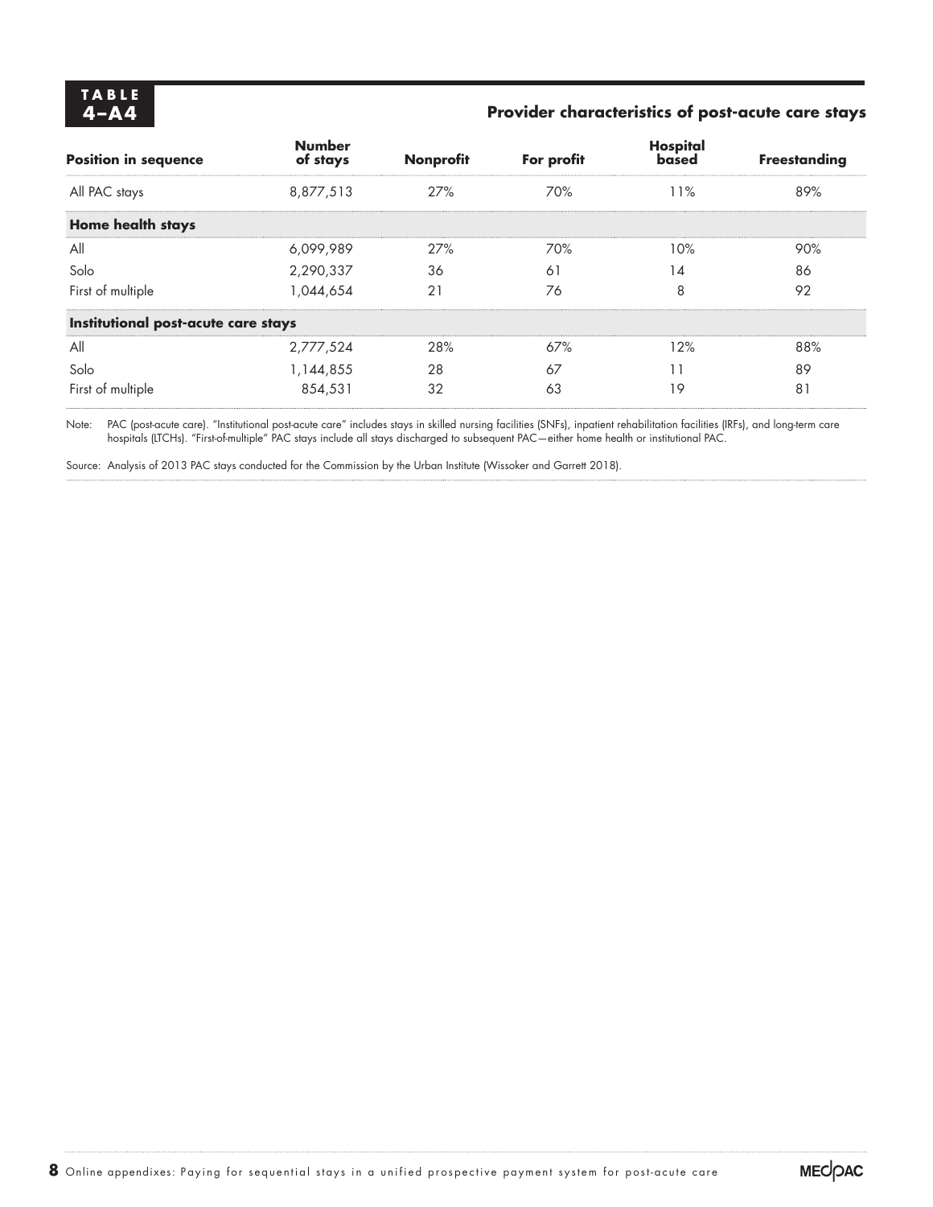**TABLE 4–A4**

**Provider characteristics of post-acute care stays**

| Position in sequence | Number of stays | Nonprofit | For profit | Hospital based | Freestanding |
|---|---|---|---|---|---|
| All PAC stays | 8,877,513 | 27% | 70% | 11% | 89% |
| **Home health stays** | | | | | |
| All | 6,099,989 | 27% | 70% | 10% | 90% |
| Solo | 2,290,337 | 36 | 61 | 14 | 86 |
| First of multiple | 1,044,654 | 21 | 76 | 8 | 92 |
| **Institutional post-acute care stays** | | | | | |
| All | 2,777,524 | 28% | 67% | 12% | 88% |
| Solo | 1,144,855 | 28 | 67 | 11 | 89 |
| First of multiple | 854,531 | 32 | 63 | 19 | 81 |

Note: PAC (post-acute care). "Institutional post-acute care" includes stays in skilled nursing facilities (SNFs), inpatient rehabilitation facilities (IRFs), and long-term care hospitals (LTCHs). "First-of-multiple" PAC stays include all stays discharged to subsequent PAC—either home health or institutional PAC.

Source: Analysis of 2013 PAC stays conducted for the Commission by the Urban Institute (Wissoker and Garrett 2018).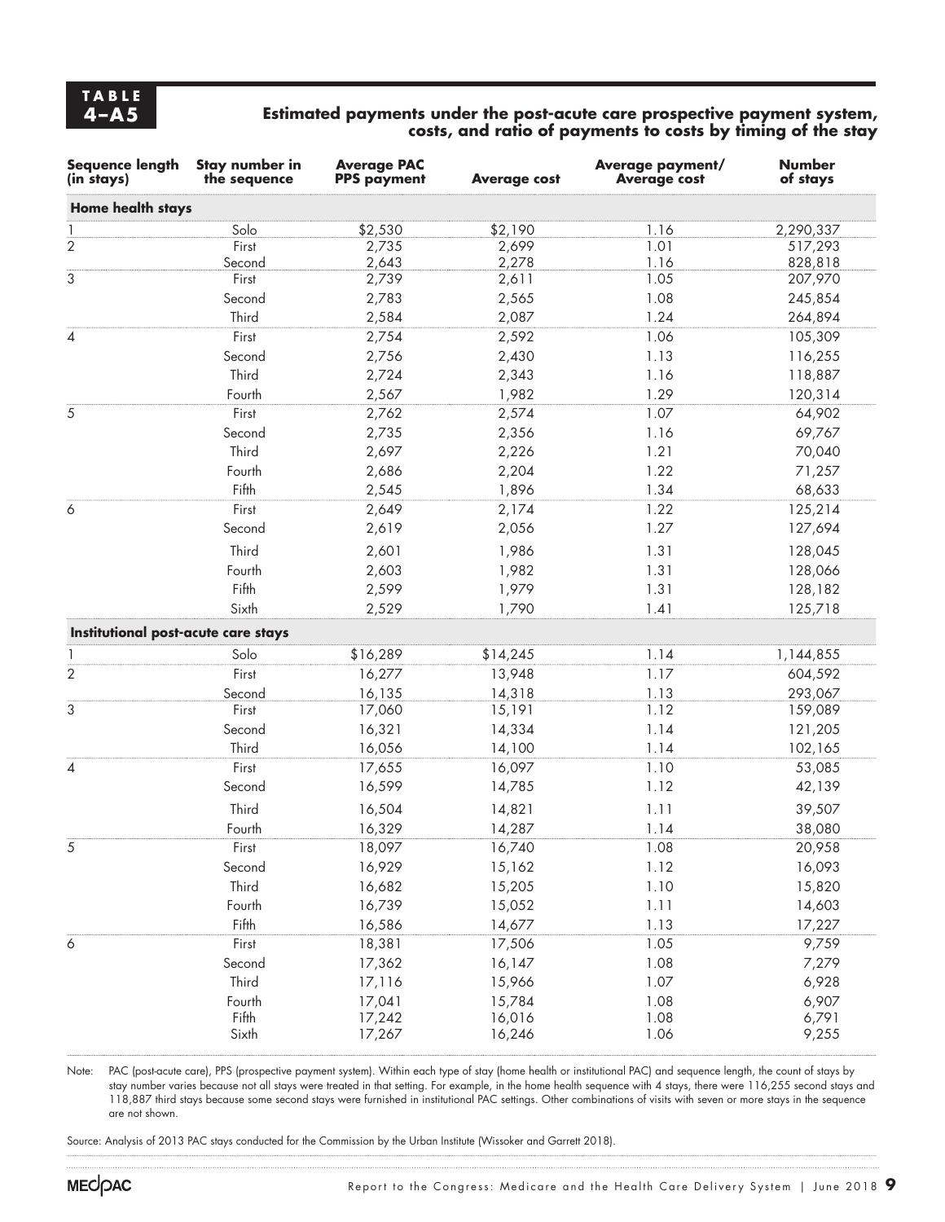**TABLE 4–A5**

**Estimated payments under the post-acute care prospective payment system, costs, and ratio of payments to costs by timing of the stay**

| Sequence length (in stays) | Stay number in the sequence | Average PAC PPS payment | Average cost | Average payment/ Average cost | Number of stays |
|---|---|---|---|---|---|
| **Home health stays** | | | | | |
| 1 | Solo | $2,530 | $2,190 | 1.16 | 2,290,337 |
| 2 | First | 2,735 | 2,699 | 1.01 | 517,293 |
| | Second | 2,643 | 2,278 | 1.16 | 828,818 |
| 3 | First | 2,739 | 2,611 | 1.05 | 207,970 |
| | Second | 2,783 | 2,565 | 1.08 | 245,854 |
| | Third | 2,584 | 2,087 | 1.24 | 264,894 |
| 4 | First | 2,754 | 2,592 | 1.06 | 105,309 |
| | Second | 2,756 | 2,430 | 1.13 | 116,255 |
| | Third | 2,724 | 2,343 | 1.16 | 118,887 |
| | Fourth | 2,567 | 1,982 | 1.29 | 120,314 |
| 5 | First | 2,762 | 2,574 | 1.07 | 64,902 |
| | Second | 2,735 | 2,356 | 1.16 | 69,767 |
| | Third | 2,697 | 2,226 | 1.21 | 70,040 |
| | Fourth | 2,686 | 2,204 | 1.22 | 71,257 |
| | Fifth | 2,545 | 1,896 | 1.34 | 68,633 |
| 6 | First | 2,649 | 2,174 | 1.22 | 125,214 |
| | Second | 2,619 | 2,056 | 1.27 | 127,694 |
| | Third | 2,601 | 1,986 | 1.31 | 128,045 |
| | Fourth | 2,603 | 1,982 | 1.31 | 128,066 |
| | Fifth | 2,599 | 1,979 | 1.31 | 128,182 |
| | Sixth | 2,529 | 1,790 | 1.41 | 125,718 |
| **Institutional post-acute care stays** | | | | | |
| 1 | Solo | $16,289 | $14,245 | 1.14 | 1,144,855 |
| 2 | First | 16,277 | 13,948 | 1.17 | 604,592 |
| | Second | 16,135 | 14,318 | 1.13 | 293,067 |
| 3 | First | 17,060 | 15,191 | 1.12 | 159,089 |
| | Second | 16,321 | 14,334 | 1.14 | 121,205 |
| | Third | 16,056 | 14,100 | 1.14 | 102,165 |
| 4 | First | 17,655 | 16,097 | 1.10 | 53,085 |
| | Second | 16,599 | 14,785 | 1.12 | 42,139 |
| | Third | 16,504 | 14,821 | 1.11 | 39,507 |
| | Fourth | 16,329 | 14,287 | 1.14 | 38,080 |
| 5 | First | 18,097 | 16,740 | 1.08 | 20,958 |
| | Second | 16,929 | 15,162 | 1.12 | 16,093 |
| | Third | 16,682 | 15,205 | 1.10 | 15,820 |
| | Fourth | 16,739 | 15,052 | 1.11 | 14,603 |
| | Fifth | 16,586 | 14,677 | 1.13 | 17,227 |
| 6 | First | 18,381 | 17,506 | 1.05 | 9,759 |
| | Second | 17,362 | 16,147 | 1.08 | 7,279 |
| | Third | 17,116 | 15,966 | 1.07 | 6,928 |
| | Fourth | 17,041 | 15,784 | 1.08 | 6,907 |
| | Fifth | 17,242 | 16,016 | 1.08 | 6,791 |
| | Sixth | 17,267 | 16,246 | 1.06 | 9,255 |

Note: PAC (post-acute care), PPS (prospective payment system). Within each type of stay (home health or institutional PAC) and sequence length, the count of stays by stay number varies because not all stays were treated in that setting. For example, in the home health sequence with 4 stays, there were 116,255 second stays and 118,887 third stays because some second stays were furnished in institutional PAC settings. Other combinations of visits with seven or more stays in the sequence are not shown.

Source: Analysis of 2013 PAC stays conducted for the Commission by the Urban Institute (Wissoker and Garrett 2018).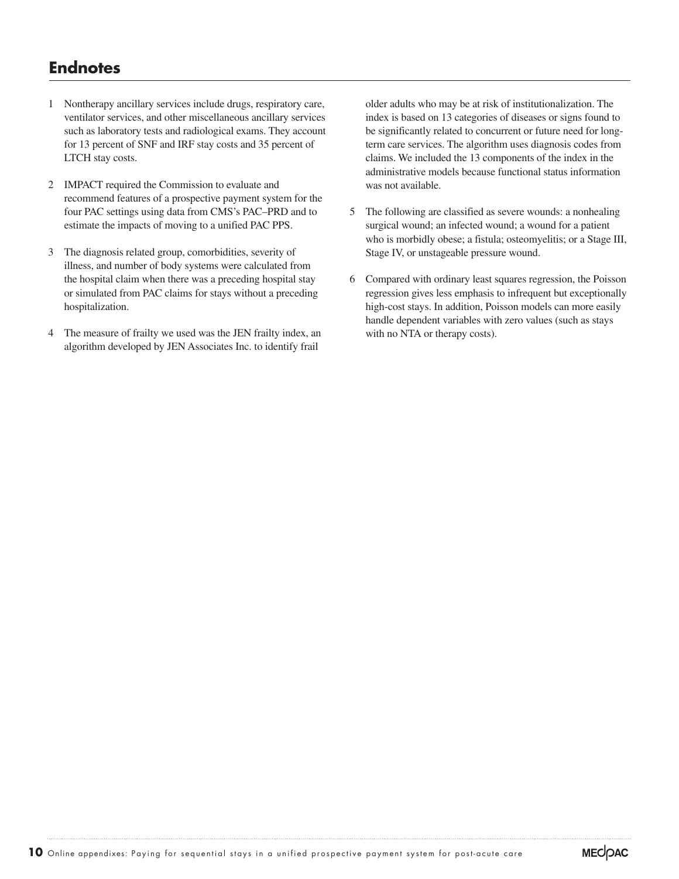## Endnotes

1 Nontherapy ancillary services include drugs, respiratory care, ventilator services, and other miscellaneous ancillary services such as laboratory tests and radiological exams. They account for 13 percent of SNF and IRF stay costs and 35 percent of LTCH stay costs.

2 IMPACT required the Commission to evaluate and recommend features of a prospective payment system for the four PAC settings using data from CMS's PAC–PRD and to estimate the impacts of moving to a unified PAC PPS.

3 The diagnosis related group, comorbidities, severity of illness, and number of body systems were calculated from the hospital claim when there was a preceding hospital stay or simulated from PAC claims for stays without a preceding hospitalization.

4 The measure of frailty we used was the JEN frailty index, an algorithm developed by JEN Associates Inc. to identify frail older adults who may be at risk of institutionalization. The index is based on 13 categories of diseases or signs found to be significantly related to concurrent or future need for long-term care services. The algorithm uses diagnosis codes from claims. We included the 13 components of the index in the administrative models because functional status information was not available.

5 The following are classified as severe wounds: a nonhealing surgical wound; an infected wound; a wound for a patient who is morbidly obese; a fistula; osteomyelitis; or a Stage III, Stage IV, or unstageable pressure wound.

6 Compared with ordinary least squares regression, the Poisson regression gives less emphasis to infrequent but exceptionally high-cost stays. In addition, Poisson models can more easily handle dependent variables with zero values (such as stays with no NTA or therapy costs).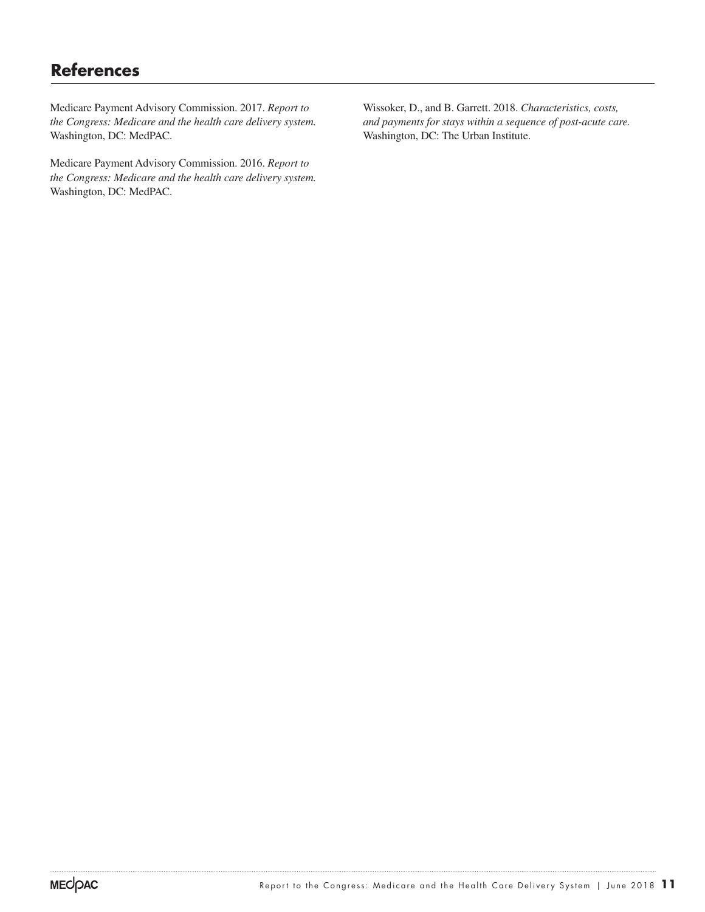## References

Medicare Payment Advisory Commission. 2017. *Report to the Congress: Medicare and the health care delivery system.* Washington, DC: MedPAC.

Medicare Payment Advisory Commission. 2016. *Report to the Congress: Medicare and the health care delivery system.* Washington, DC: MedPAC.

Wissoker, D., and B. Garrett. 2018. *Characteristics, costs, and payments for stays within a sequence of post-acute care.* Washington, DC: The Urban Institute.